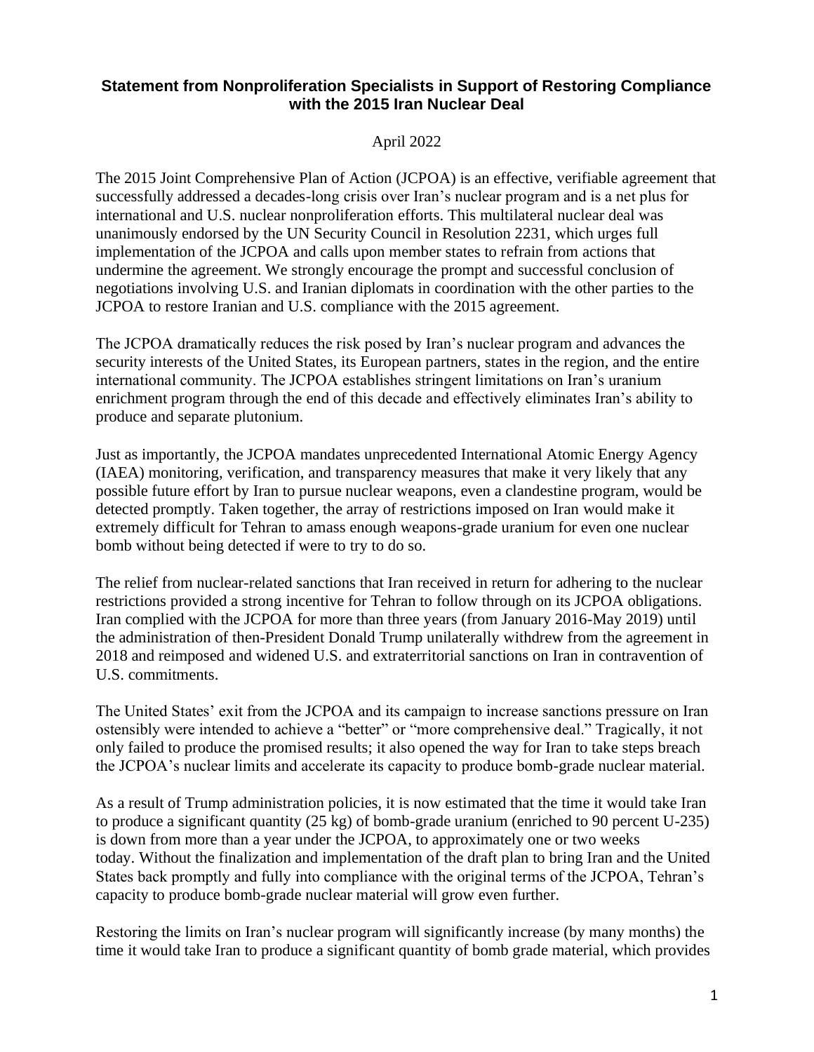# Statement from Nonproliferation Specialists in Support of Restoring Compliance with the 2015 Iran Nuclear Deal

April 2022

The 2015 Joint Comprehensive Plan of Action (JCPOA) is an effective, verifiable agreement that successfully addressed a decades-long crisis over Iran's nuclear program and is a net plus for international and U.S. nuclear nonproliferation efforts. This multilateral nuclear deal was unanimously endorsed by the UN Security Council in Resolution 2231, which urges full implementation of the JCPOA and calls upon member states to refrain from actions that undermine the agreement. We strongly encourage the prompt and successful conclusion of negotiations involving U.S. and Iranian diplomats in coordination with the other parties to the JCPOA to restore Iranian and U.S. compliance with the 2015 agreement.

The JCPOA dramatically reduces the risk posed by Iran's nuclear program and advances the security interests of the United States, its European partners, states in the region, and the entire international community. The JCPOA establishes stringent limitations on Iran's uranium enrichment program through the end of this decade and effectively eliminates Iran's ability to produce and separate plutonium.

Just as importantly, the JCPOA mandates unprecedented International Atomic Energy Agency (IAEA) monitoring, verification, and transparency measures that make it very likely that any possible future effort by Iran to pursue nuclear weapons, even a clandestine program, would be detected promptly. Taken together, the array of restrictions imposed on Iran would make it extremely difficult for Tehran to amass enough weapons-grade uranium for even one nuclear bomb without being detected if were to try to do so.

The relief from nuclear-related sanctions that Iran received in return for adhering to the nuclear restrictions provided a strong incentive for Tehran to follow through on its JCPOA obligations. Iran complied with the JCPOA for more than three years (from January 2016-May 2019) until the administration of then-President Donald Trump unilaterally withdrew from the agreement in 2018 and reimposed and widened U.S. and extraterritorial sanctions on Iran in contravention of U.S. commitments.

The United States' exit from the JCPOA and its campaign to increase sanctions pressure on Iran ostensibly were intended to achieve a "better" or "more comprehensive deal." Tragically, it not only failed to produce the promised results; it also opened the way for Iran to take steps breach the JCPOA's nuclear limits and accelerate its capacity to produce bomb-grade nuclear material.

As a result of Trump administration policies, it is now estimated that the time it would take Iran to produce a significant quantity (25 kg) of bomb-grade uranium (enriched to 90 percent U-235) is down from more than a year under the JCPOA, to approximately one or two weeks today. Without the finalization and implementation of the draft plan to bring Iran and the United States back promptly and fully into compliance with the original terms of the JCPOA, Tehran's capacity to produce bomb-grade nuclear material will grow even further.

Restoring the limits on Iran's nuclear program will significantly increase (by many months) the time it would take Iran to produce a significant quantity of bomb grade material, which provides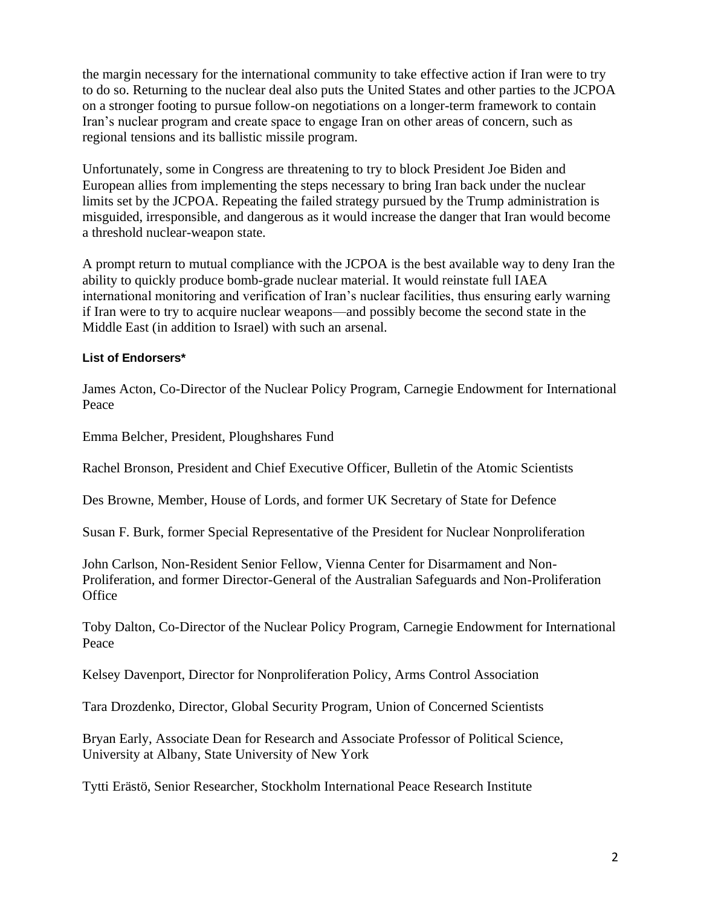the margin necessary for the international community to take effective action if Iran were to try to do so. Returning to the nuclear deal also puts the United States and other parties to the JCPOA on a stronger footing to pursue follow-on negotiations on a longer-term framework to contain Iran's nuclear program and create space to engage Iran on other areas of concern, such as regional tensions and its ballistic missile program.

Unfortunately, some in Congress are threatening to try to block President Joe Biden and European allies from implementing the steps necessary to bring Iran back under the nuclear limits set by the JCPOA. Repeating the failed strategy pursued by the Trump administration is misguided, irresponsible, and dangerous as it would increase the danger that Iran would become a threshold nuclear-weapon state.

A prompt return to mutual compliance with the JCPOA is the best available way to deny Iran the ability to quickly produce bomb-grade nuclear material. It would reinstate full IAEA international monitoring and verification of Iran's nuclear facilities, thus ensuring early warning if Iran were to try to acquire nuclear weapons—and possibly become the second state in the Middle East (in addition to Israel) with such an arsenal.

#### List of Endorsers*

James Acton, Co-Director of the Nuclear Policy Program, Carnegie Endowment for International Peace

Emma Belcher, President, Ploughshares Fund

Rachel Bronson, President and Chief Executive Officer, Bulletin of the Atomic Scientists

Des Browne, Member, House of Lords, and former UK Secretary of State for Defence

Susan F. Burk, former Special Representative of the President for Nuclear Nonproliferation

John Carlson, Non-Resident Senior Fellow, Vienna Center for Disarmament and Non-Proliferation, and former Director-General of the Australian Safeguards and Non-Proliferation Office

Toby Dalton, Co-Director of the Nuclear Policy Program, Carnegie Endowment for International Peace

Kelsey Davenport, Director for Nonproliferation Policy, Arms Control Association

Tara Drozdenko, Director, Global Security Program, Union of Concerned Scientists

Bryan Early, Associate Dean for Research and Associate Professor of Political Science, University at Albany, State University of New York

Tytti Erästö, Senior Researcher, Stockholm International Peace Research Institute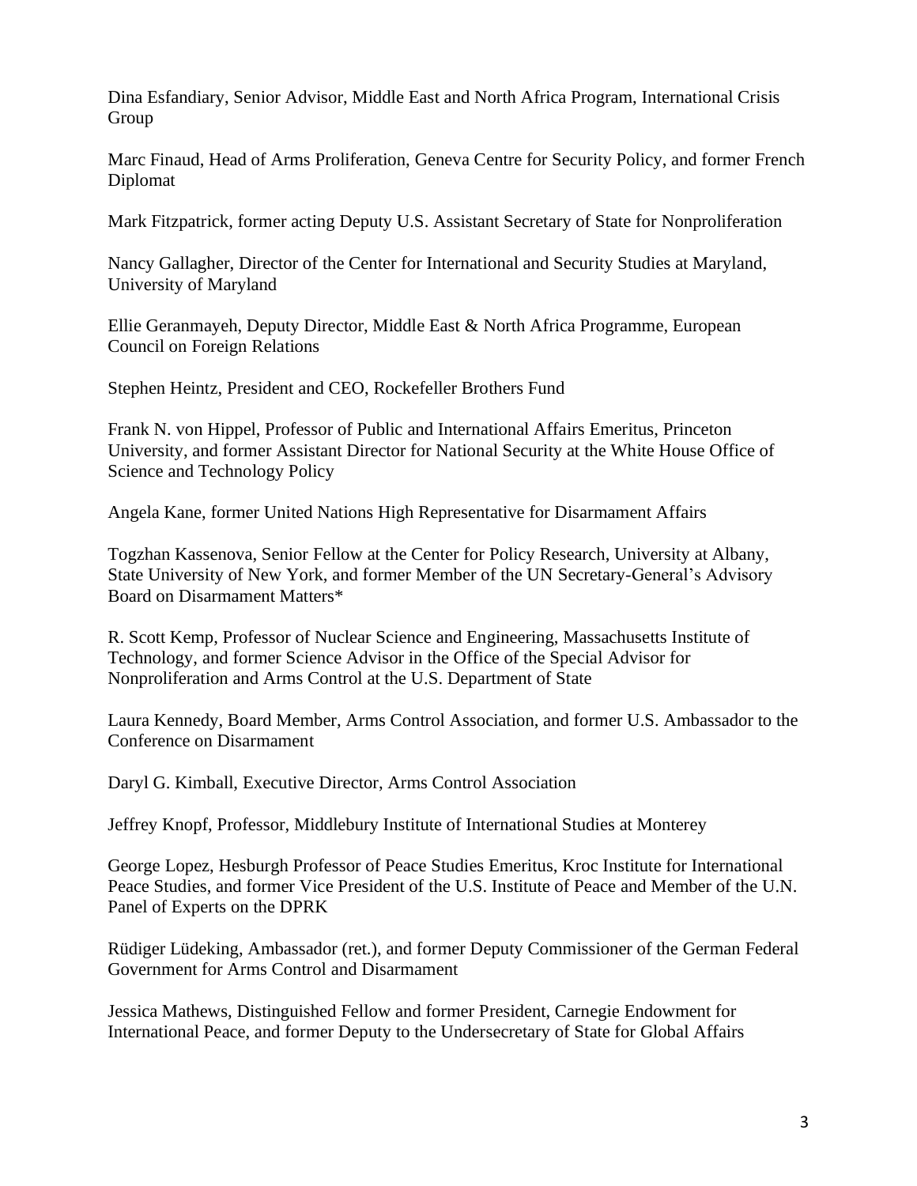Dina Esfandiary, Senior Advisor, Middle East and North Africa Program, International Crisis Group

Marc Finaud, Head of Arms Proliferation, Geneva Centre for Security Policy, and former French Diplomat

Mark Fitzpatrick, former acting Deputy U.S. Assistant Secretary of State for Nonproliferation

Nancy Gallagher, Director of the Center for International and Security Studies at Maryland, University of Maryland

Ellie Geranmayeh, Deputy Director, Middle East & North Africa Programme, European Council on Foreign Relations

Stephen Heintz, President and CEO, Rockefeller Brothers Fund

Frank N. von Hippel, Professor of Public and International Affairs Emeritus, Princeton University, and former Assistant Director for National Security at the White House Office of Science and Technology Policy

Angela Kane, former United Nations High Representative for Disarmament Affairs

Togzhan Kassenova, Senior Fellow at the Center for Policy Research, University at Albany, State University of New York, and former Member of the UN Secretary-General's Advisory Board on Disarmament Matters*

R. Scott Kemp, Professor of Nuclear Science and Engineering, Massachusetts Institute of Technology, and former Science Advisor in the Office of the Special Advisor for Nonproliferation and Arms Control at the U.S. Department of State

Laura Kennedy, Board Member, Arms Control Association, and former U.S. Ambassador to the Conference on Disarmament

Daryl G. Kimball, Executive Director, Arms Control Association

Jeffrey Knopf, Professor, Middlebury Institute of International Studies at Monterey

George Lopez, Hesburgh Professor of Peace Studies Emeritus, Kroc Institute for International Peace Studies, and former Vice President of the U.S. Institute of Peace and Member of the U.N. Panel of Experts on the DPRK

Rüdiger Lüdeking, Ambassador (ret.), and former Deputy Commissioner of the German Federal Government for Arms Control and Disarmament

Jessica Mathews, Distinguished Fellow and former President, Carnegie Endowment for International Peace, and former Deputy to the Undersecretary of State for Global Affairs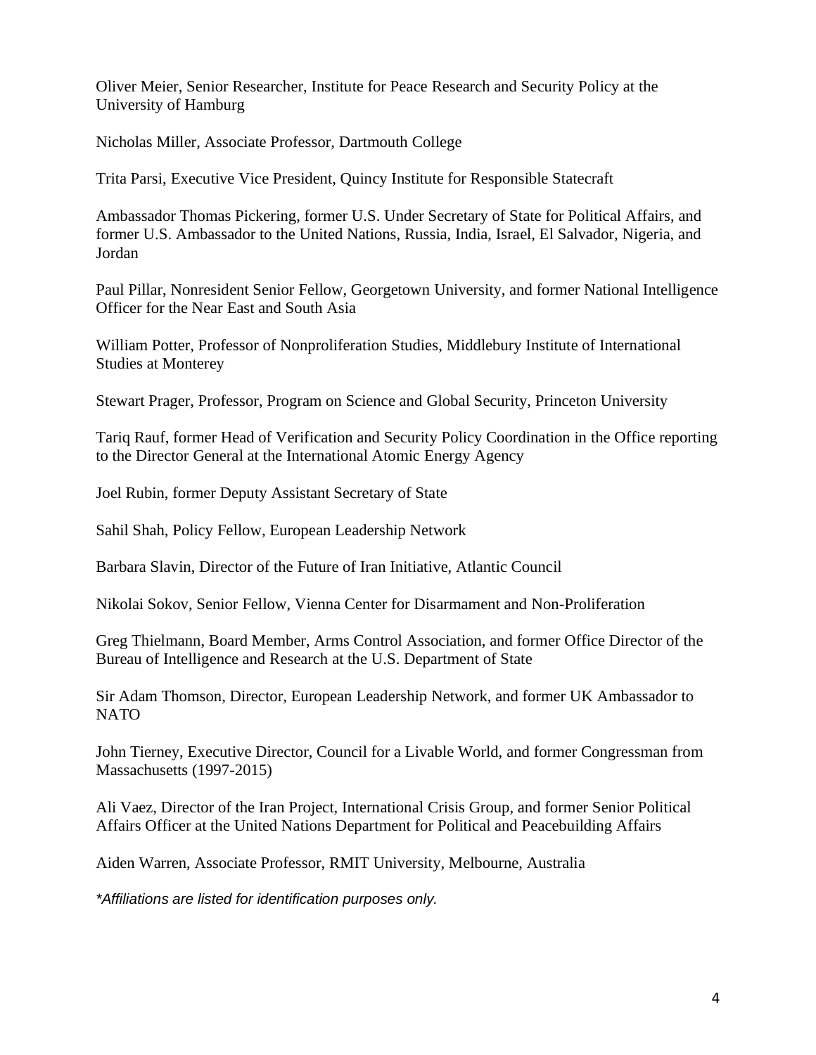Oliver Meier, Senior Researcher, Institute for Peace Research and Security Policy at the University of Hamburg

Nicholas Miller, Associate Professor, Dartmouth College

Trita Parsi, Executive Vice President, Quincy Institute for Responsible Statecraft

Ambassador Thomas Pickering, former U.S. Under Secretary of State for Political Affairs, and former U.S. Ambassador to the United Nations, Russia, India, Israel, El Salvador, Nigeria, and Jordan

Paul Pillar, Nonresident Senior Fellow, Georgetown University, and former National Intelligence Officer for the Near East and South Asia

William Potter, Professor of Nonproliferation Studies, Middlebury Institute of International Studies at Monterey

Stewart Prager, Professor, Program on Science and Global Security, Princeton University

Tariq Rauf, former Head of Verification and Security Policy Coordination in the Office reporting to the Director General at the International Atomic Energy Agency

Joel Rubin, former Deputy Assistant Secretary of State

Sahil Shah, Policy Fellow, European Leadership Network

Barbara Slavin, Director of the Future of Iran Initiative, Atlantic Council

Nikolai Sokov, Senior Fellow, Vienna Center for Disarmament and Non-Proliferation

Greg Thielmann, Board Member, Arms Control Association, and former Office Director of the Bureau of Intelligence and Research at the U.S. Department of State

Sir Adam Thomson, Director, European Leadership Network, and former UK Ambassador to NATO

John Tierney, Executive Director, Council for a Livable World, and former Congressman from Massachusetts (1997-2015)

Ali Vaez, Director of the Iran Project, International Crisis Group, and former Senior Political Affairs Officer at the United Nations Department for Political and Peacebuilding Affairs

Aiden Warren, Associate Professor, RMIT University, Melbourne, Australia

*\*Affiliations are listed for identification purposes only.*